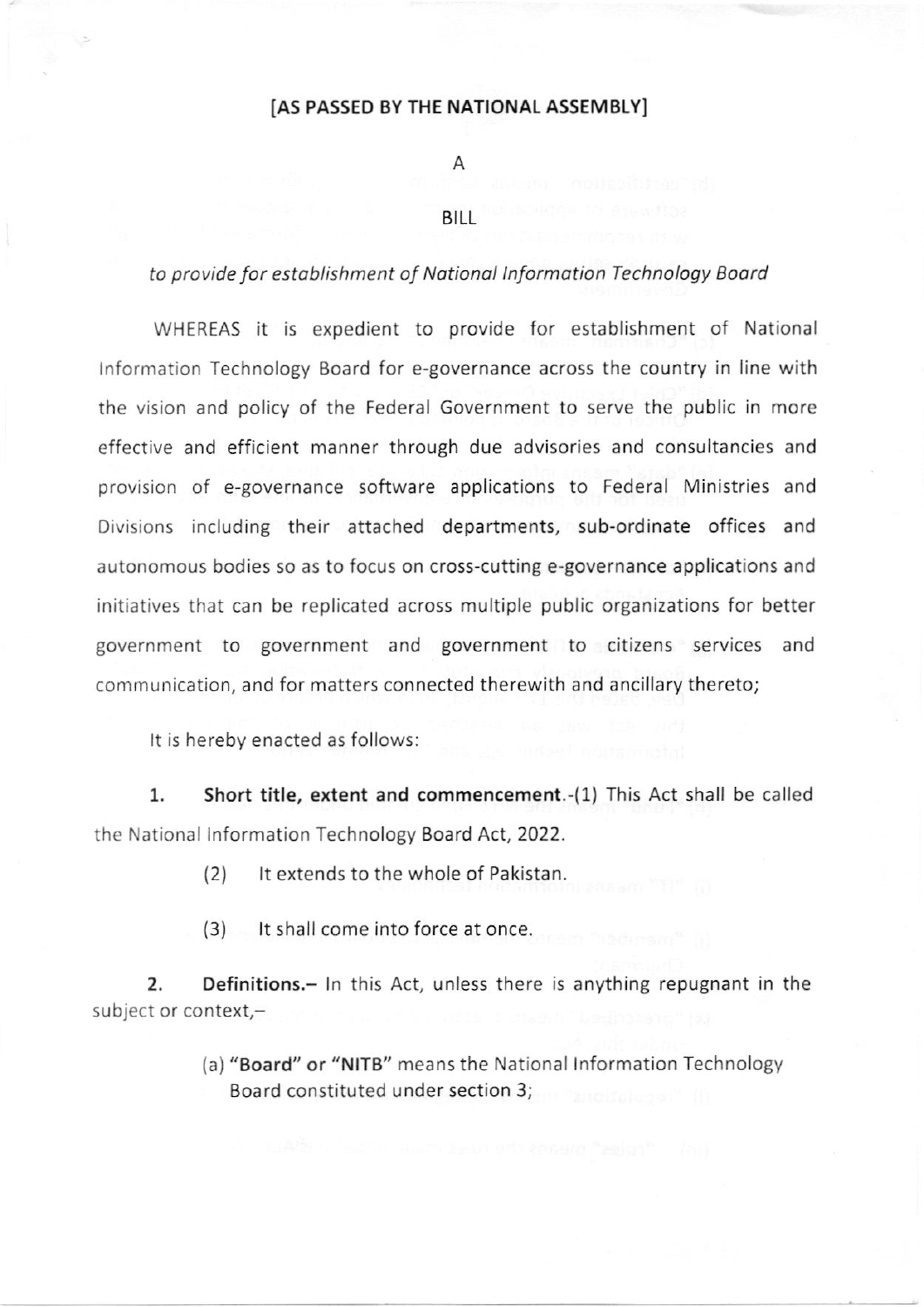**[AS PASSED BY THE NATIONAL ASSEMBLY]**

A

BILL

*to provide for establishment of National Information Technology Board*

WHEREAS it is expedient to provide for establishment of National Information Technology Board for e-governance across the country in line with the vision and policy of the Federal Government to serve the public in more effective and efficient manner through due advisories and consultancies and provision of e-governance software applications to Federal Ministries and Divisions including their attached departments, sub-ordinate offices and autonomous bodies so as to focus on cross-cutting e-governance applications and initiatives that can be replicated across multiple public organizations for better government to government and government to citizens services and communication, and for matters connected therewith and ancillary thereto;

It is hereby enacted as follows:

1. **Short title, extent and commencement**.-(1) This Act shall be called the National Information Technology Board Act, 2022.

(2) It extends to the whole of Pakistan.

(3) It shall come into force at once.

2. **Definitions.–** In this Act, unless there is anything repugnant in the subject or context,–

(a) **"Board" or "NITB"** means the National Information Technology Board constituted under section 3;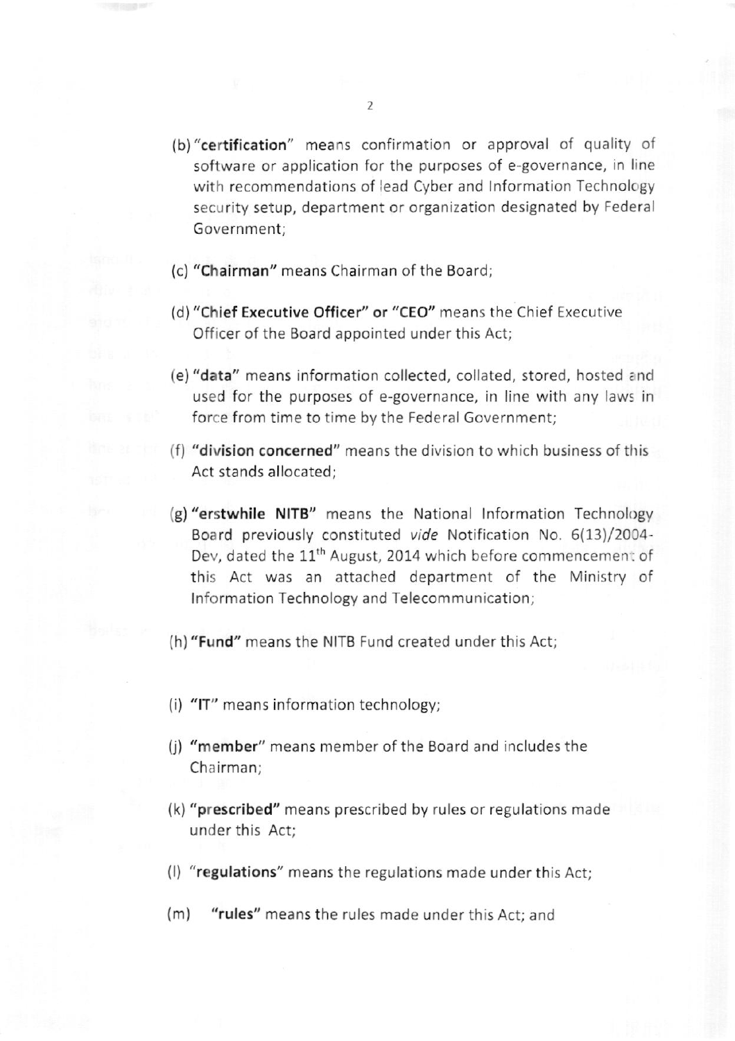(b) "**certification**" means confirmation or approval of quality of software or application for the purposes of e-governance, in line with recommendations of lead Cyber and Information Technology security setup, department or organization designated by Federal Government;

(c) "**Chairman**" means Chairman of the Board;

(d) "**Chief Executive Officer" or "CEO"** means the Chief Executive Officer of the Board appointed under this Act;

(e) "**data**" means information collected, collated, stored, hosted and used for the purposes of e-governance, in line with any laws in force from time to time by the Federal Government;

(f) "**division concerned**" means the division to which business of this Act stands allocated;

(g) "**erstwhile NITB**" means the National Information Technology Board previously constituted *vide* Notification No. 6(13)/2004-Dev, dated the 11th August, 2014 which before commencement of this Act was an attached department of the Ministry of Information Technology and Telecommunication;

(h) "**Fund**" means the NITB Fund created under this Act;

(i) "**IT**" means information technology;

(j) "**member**" means member of the Board and includes the Chairman;

(k) "**prescribed**" means prescribed by rules or regulations made under this Act;

(l) "**regulations**" means the regulations made under this Act;

(m) "**rules**" means the rules made under this Act; and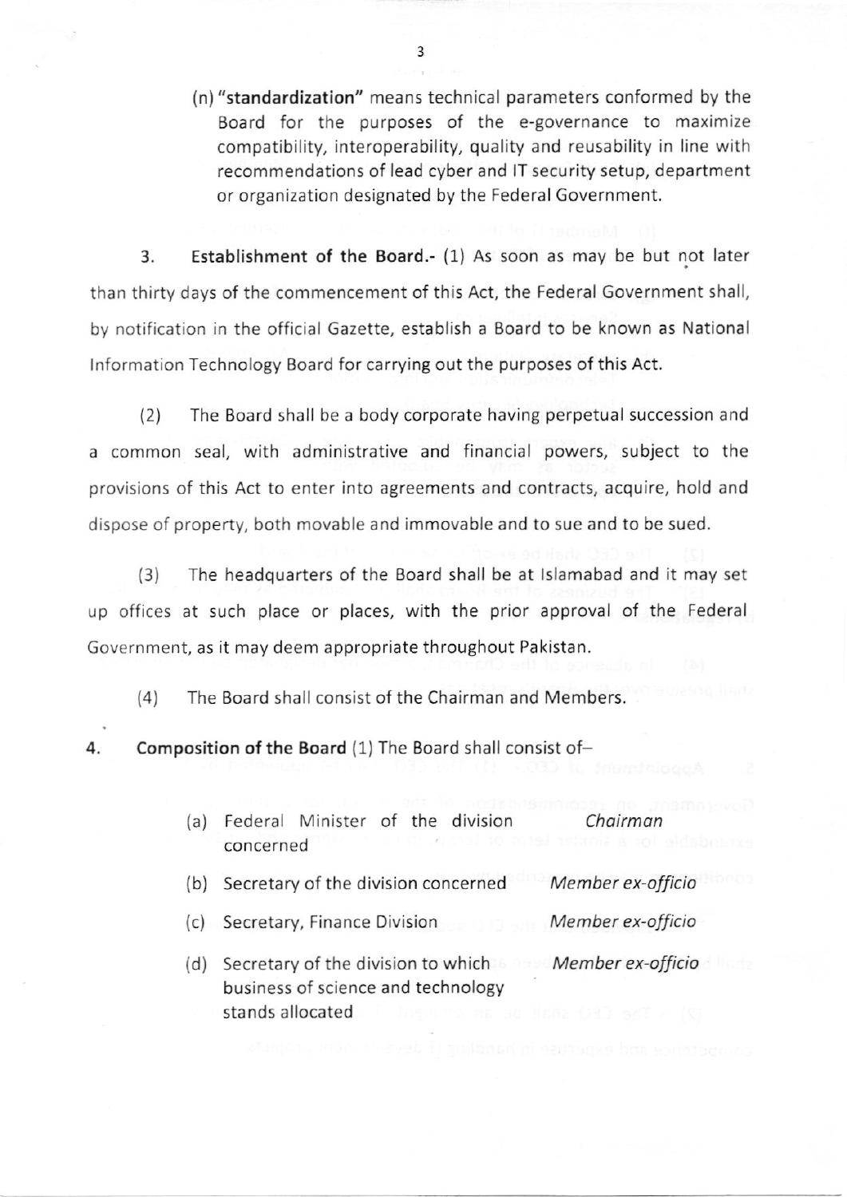(n) "**standardization**" means technical parameters conformed by the Board for the purposes of the e-governance to maximize compatibility, interoperability, quality and reusability in line with recommendations of lead cyber and IT security setup, department or organization designated by the Federal Government.

3. **Establishment of the Board.-** (1) As soon as may be but not later than thirty days of the commencement of this Act, the Federal Government shall, by notification in the official Gazette, establish a Board to be known as National Information Technology Board for carrying out the purposes of this Act.

(2) The Board shall be a body corporate having perpetual succession and a common seal, with administrative and financial powers, subject to the provisions of this Act to enter into agreements and contracts, acquire, hold and dispose of property, both movable and immovable and to sue and to be sued.

(3) The headquarters of the Board shall be at Islamabad and it may set up offices at such place or places, with the prior approval of the Federal Government, as it may deem appropriate throughout Pakistan.

(4) The Board shall consist of the Chairman and Members.

4. **Composition of the Board** (1) The Board shall consist of–

| | | |
|---|---|---|
| (a) | Federal Minister of the division concerned | *Chairman* |
| (b) | Secretary of the division concerned | *Member ex-officio* |
| (c) | Secretary, Finance Division | *Member ex-officio* |
| (d) | Secretary of the division to which business of science and technology stands allocated | *Member ex-officio* |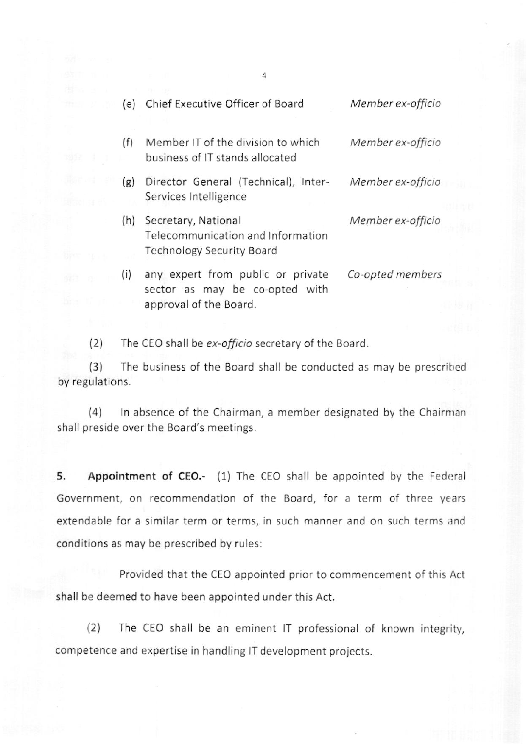| | | |
|---|---|---|
| (e) | Chief Executive Officer of Board | *Member ex-officio* |
| (f) | Member IT of the division to which business of IT stands allocated | *Member ex-officio* |
| (g) | Director General (Technical), Inter-Services Intelligence | *Member ex-officio* |
| (h) | Secretary, National Telecommunication and Information Technology Security Board | *Member ex-officio* |
| (i) | any expert from public or private sector as may be co-opted with approval of the Board. | *Co-opted members* |

(2) The CEO shall be *ex-officio* secretary of the Board.

(3) The business of the Board shall be conducted as may be prescribed by regulations.

(4) In absence of the Chairman, a member designated by the Chairman shall preside over the Board's meetings.

**5. Appointment of CEO.-** (1) The CEO shall be appointed by the Federal Government, on recommendation of the Board, for a term of three years extendable for a similar term or terms, in such manner and on such terms and conditions as may be prescribed by rules:

Provided that the CEO appointed prior to commencement of this Act shall be deemed to have been appointed under this Act.

(2) The CEO shall be an eminent IT professional of known integrity, competence and expertise in handling IT development projects.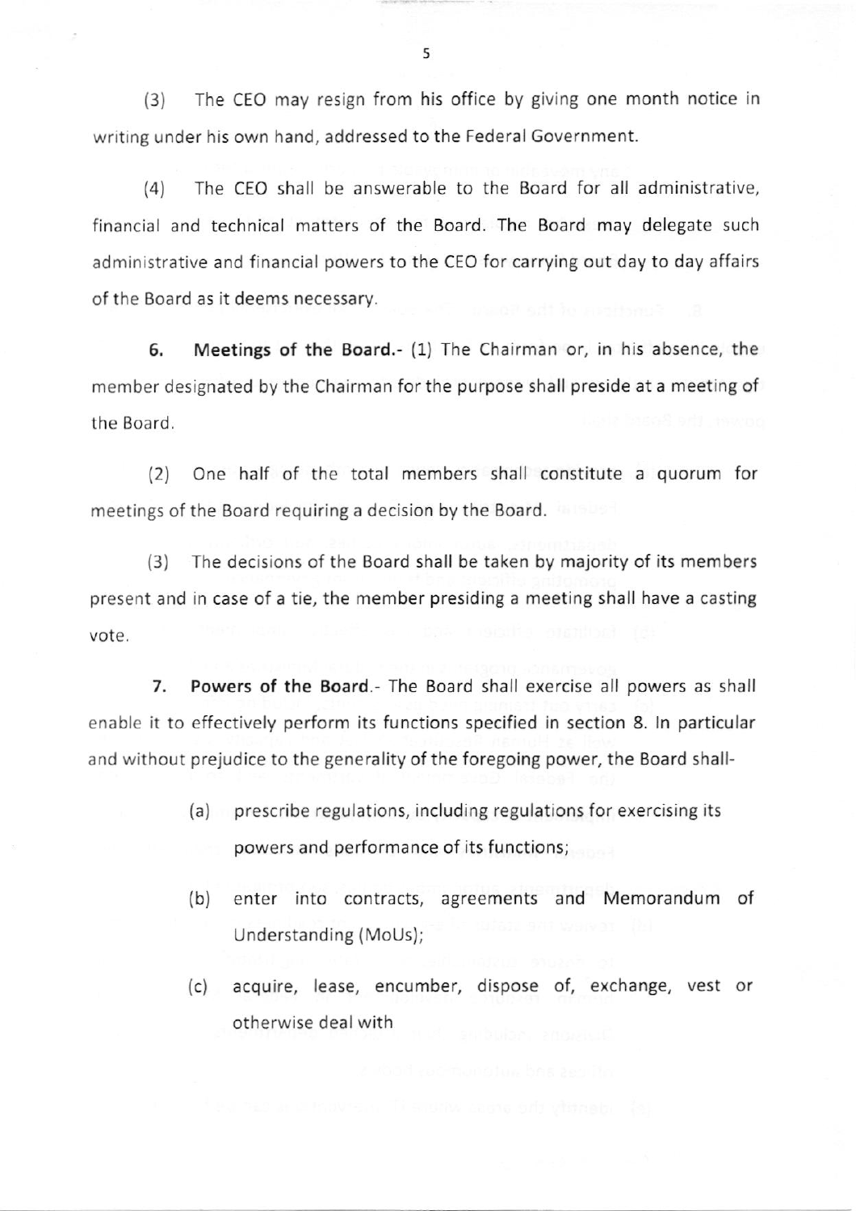(3) The CEO may resign from his office by giving one month notice in writing under his own hand, addressed to the Federal Government.

(4) The CEO shall be answerable to the Board for all administrative, financial and technical matters of the Board. The Board may delegate such administrative and financial powers to the CEO for carrying out day to day affairs of the Board as it deems necessary.

**6. Meetings of the Board.**- (1) The Chairman or, in his absence, the member designated by the Chairman for the purpose shall preside at a meeting of the Board.

(2) One half of the total members shall constitute a quorum for meetings of the Board requiring a decision by the Board.

(3) The decisions of the Board shall be taken by majority of its members present and in case of a tie, the member presiding a meeting shall have a casting vote.

**7. Powers of the Board.**- The Board shall exercise all powers as shall enable it to effectively perform its functions specified in section 8. In particular and without prejudice to the generality of the foregoing power, the Board shall-

(a) prescribe regulations, including regulations for exercising its powers and performance of its functions;

(b) enter into contracts, agreements and Memorandum of Understanding (MoUs);

(c) acquire, lease, encumber, dispose of, exchange, vest or otherwise deal with